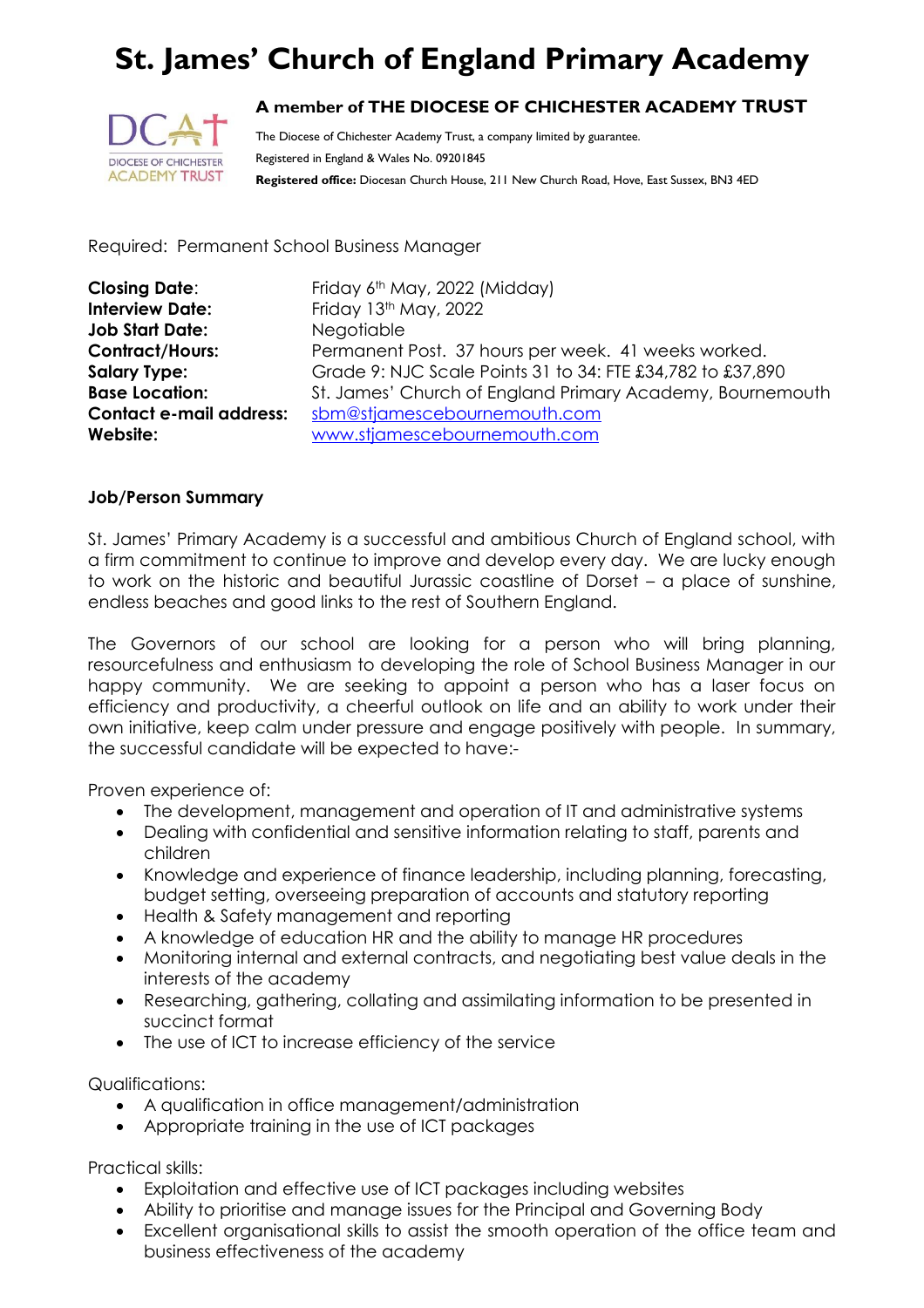# St. James' Church of England Primary Academy

**A member of THE DIOCESE OF CHICHESTER ACADEMY TRUST**

The Diocese of Chichester Academy Trust, a company limited by guarantee.
Registered in England & Wales No. 09201845
**Registered office:** Diocesan Church House, 211 New Church Road, Hove, East Sussex, BN3 4ED

Required: Permanent School Business Manager

| | |
|---|---|
| **Closing Date**: | Friday 6th May, 2022 (Midday) |
| **Interview Date:** | Friday 13th May, 2022 |
| **Job Start Date:** | Negotiable |
| **Contract/Hours:** | Permanent Post. 37 hours per week. 41 weeks worked. |
| **Salary Type:** | Grade 9: NJC Scale Points 31 to 34: FTE £34,782 to £37,890 |
| **Base Location:** | St. James' Church of England Primary Academy, Bournemouth |
| **Contact e-mail address:** | sbm@stjamescebournemouth.com |
| **Website:** | www.stjamescebournemouth.com |

**Job/Person Summary**

St. James' Primary Academy is a successful and ambitious Church of England school, with a firm commitment to continue to improve and develop every day. We are lucky enough to work on the historic and beautiful Jurassic coastline of Dorset – a place of sunshine, endless beaches and good links to the rest of Southern England.

The Governors of our school are looking for a person who will bring planning, resourcefulness and enthusiasm to developing the role of School Business Manager in our happy community. We are seeking to appoint a person who has a laser focus on efficiency and productivity, a cheerful outlook on life and an ability to work under their own initiative, keep calm under pressure and engage positively with people. In summary, the successful candidate will be expected to have:-

Proven experience of:

- The development, management and operation of IT and administrative systems
- Dealing with confidential and sensitive information relating to staff, parents and children
- Knowledge and experience of finance leadership, including planning, forecasting, budget setting, overseeing preparation of accounts and statutory reporting
- Health & Safety management and reporting
- A knowledge of education HR and the ability to manage HR procedures
- Monitoring internal and external contracts, and negotiating best value deals in the interests of the academy
- Researching, gathering, collating and assimilating information to be presented in succinct format
- The use of ICT to increase efficiency of the service

Qualifications:

- A qualification in office management/administration
- Appropriate training in the use of ICT packages

Practical skills:

- Exploitation and effective use of ICT packages including websites
- Ability to prioritise and manage issues for the Principal and Governing Body
- Excellent organisational skills to assist the smooth operation of the office team and business effectiveness of the academy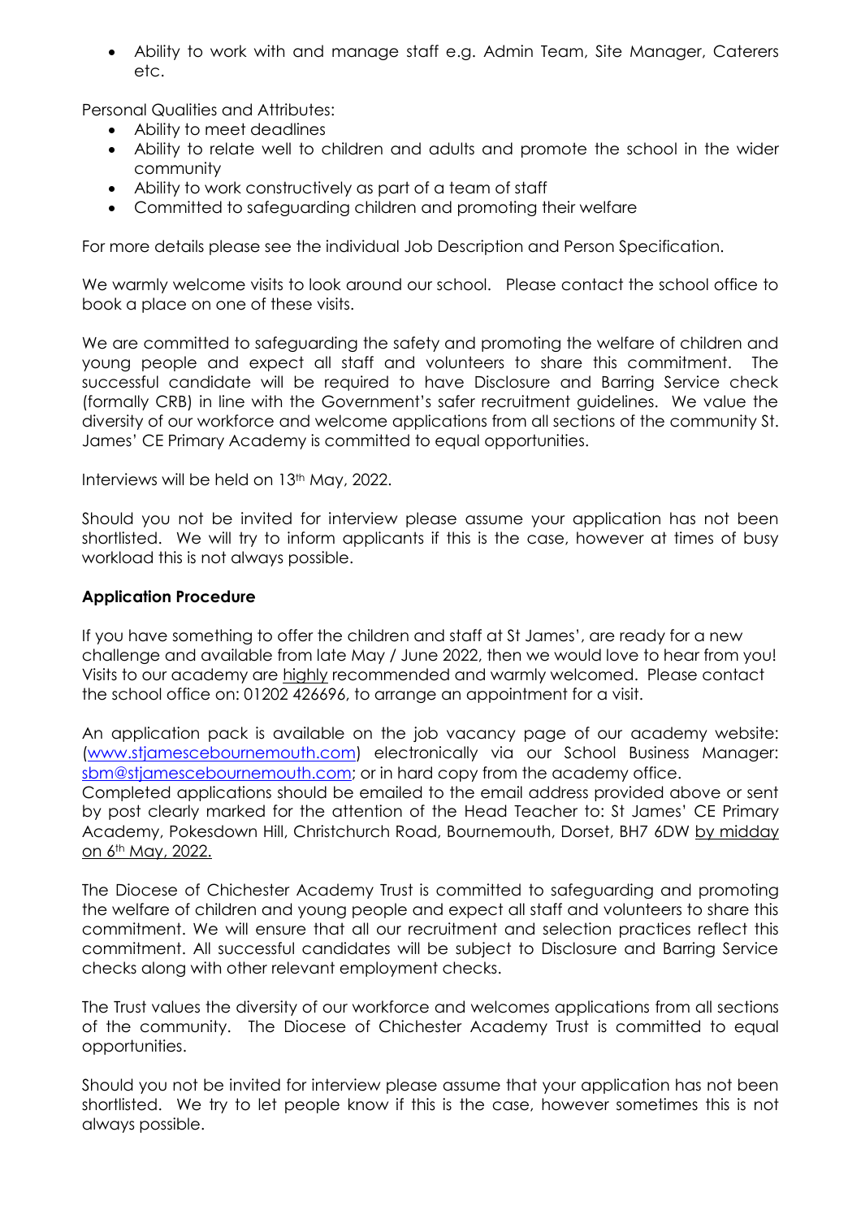- Ability to work with and manage staff e.g. Admin Team, Site Manager, Caterers etc.

Personal Qualities and Attributes:

- Ability to meet deadlines
- Ability to relate well to children and adults and promote the school in the wider community
- Ability to work constructively as part of a team of staff
- Committed to safeguarding children and promoting their welfare

For more details please see the individual Job Description and Person Specification.

We warmly welcome visits to look around our school. Please contact the school office to book a place on one of these visits.

We are committed to safeguarding the safety and promoting the welfare of children and young people and expect all staff and volunteers to share this commitment. The successful candidate will be required to have Disclosure and Barring Service check (formally CRB) in line with the Government's safer recruitment guidelines. We value the diversity of our workforce and welcome applications from all sections of the community St. James' CE Primary Academy is committed to equal opportunities.

Interviews will be held on 13th May, 2022.

Should you not be invited for interview please assume your application has not been shortlisted. We will try to inform applicants if this is the case, however at times of busy workload this is not always possible.

**Application Procedure**

If you have something to offer the children and staff at St James', are ready for a new challenge and available from late May / June 2022, then we would love to hear from you! Visits to our academy are highly recommended and warmly welcomed. Please contact the school office on: 01202 426696, to arrange an appointment for a visit.

An application pack is available on the job vacancy page of our academy website: (www.stjamescebournemouth.com) electronically via our School Business Manager: sbm@stjamescebournemouth.com; or in hard copy from the academy office.
Completed applications should be emailed to the email address provided above or sent by post clearly marked for the attention of the Head Teacher to: St James' CE Primary Academy, Pokesdown Hill, Christchurch Road, Bournemouth, Dorset, BH7 6DW by midday on 6th May, 2022.

The Diocese of Chichester Academy Trust is committed to safeguarding and promoting the welfare of children and young people and expect all staff and volunteers to share this commitment. We will ensure that all our recruitment and selection practices reflect this commitment. All successful candidates will be subject to Disclosure and Barring Service checks along with other relevant employment checks.

The Trust values the diversity of our workforce and welcomes applications from all sections of the community. The Diocese of Chichester Academy Trust is committed to equal opportunities.

Should you not be invited for interview please assume that your application has not been shortlisted. We try to let people know if this is the case, however sometimes this is not always possible.